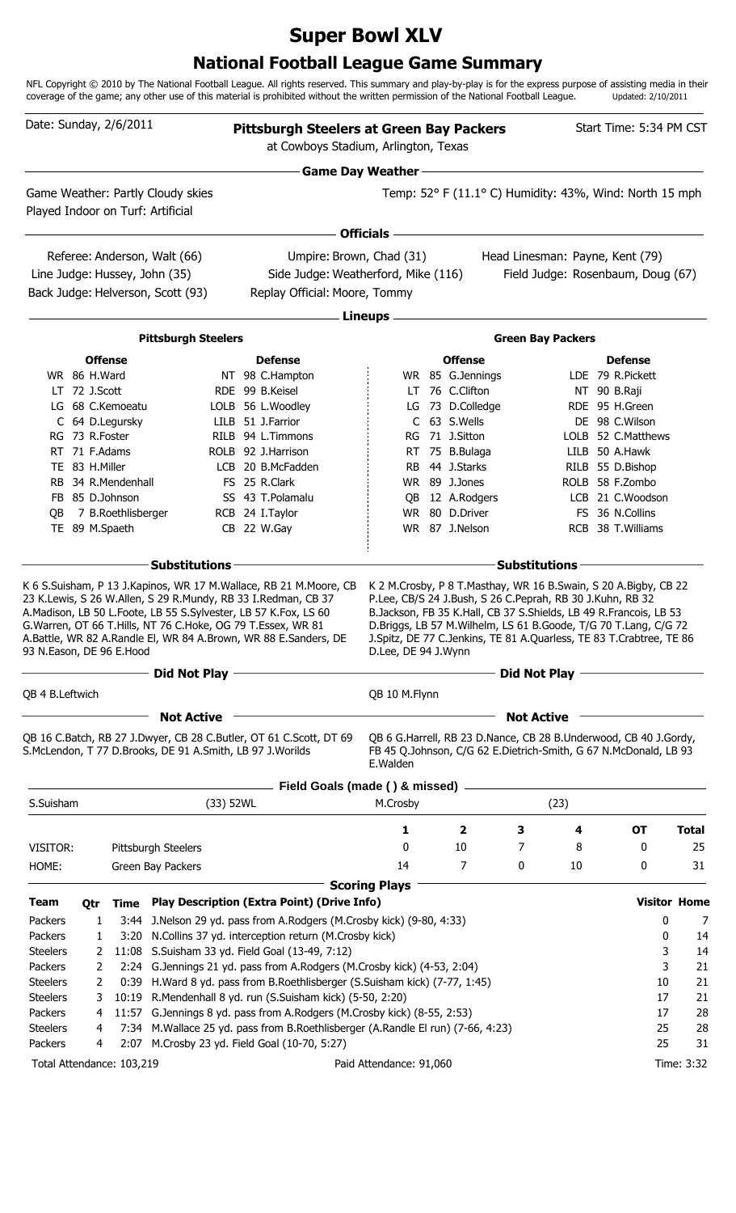# Super Bowl XLV

## National Football League Game Summary

NFL Copyright © 2010 by The National Football League. All rights reserved. This summary and play-by-play is for the express purpose of assisting media in their coverage of the game; any other use of this material is prohibited without the written permission of the National Football League. Updated: 2/10/2011

Date: Sunday, 2/6/2011

**Pittsburgh Steelers at Green Bay Packers**
at Cowboys Stadium, Arlington, Texas

Start Time: 5:34 PM CST

### Game Day Weather

Game Weather: Partly Cloudy skies
Played Indoor on Turf: Artificial

Temp: 52° F (11.1° C) Humidity: 43%, Wind: North 15 mph

### Officials

Referee: Anderson, Walt (66)
Umpire: Brown, Chad (31)
Head Linesman: Payne, Kent (79)
Line Judge: Hussey, John (35)
Side Judge: Weatherford, Mike (116)
Field Judge: Rosenbaum, Doug (67)
Back Judge: Helverson, Scott (93)
Replay Official: Moore, Tommy

### Lineups

| Pittsburgh Steelers Offense | Pittsburgh Steelers Defense | Green Bay Packers Offense | Green Bay Packers Defense |
|---|---|---|---|
| WR 86 H.Ward | NT 98 C.Hampton | WR 85 G.Jennings | LDE 79 R.Pickett |
| LT 72 J.Scott | RDE 99 B.Keisel | LT 76 C.Clifton | NT 90 B.Raji |
| LG 68 C.Kemoeatu | LOLB 56 L.Woodley | LG 73 D.Colledge | RDE 95 H.Green |
| C 64 D.Legursky | LILB 51 J.Farrior | C 63 S.Wells | DE 98 C.Wilson |
| RG 73 R.Foster | RILB 94 L.Timmons | RG 71 J.Sitton | LOLB 52 C.Matthews |
| RT 71 F.Adams | ROLB 92 J.Harrison | RT 75 B.Bulaga | LILB 50 A.Hawk |
| TE 83 H.Miller | LCB 20 B.McFadden | RB 44 J.Starks | RILB 55 D.Bishop |
| RB 34 R.Mendenhall | FS 25 R.Clark | WR 89 J.Jones | ROLB 58 F.Zombo |
| FB 85 D.Johnson | SS 43 T.Polamalu | QB 12 A.Rodgers | LCB 21 C.Woodson |
| QB 7 B.Roethlisberger | RCB 24 I.Taylor | WR 80 D.Driver | FS 36 N.Collins |
| TE 89 M.Spaeth | CB 22 W.Gay | WR 87 J.Nelson | RCB 38 T.Williams |

#### Substitutions

**Pittsburgh Steelers:** K 6 S.Suisham, P 13 J.Kapinos, WR 17 M.Wallace, RB 21 M.Moore, CB 23 K.Lewis, S 26 W.Allen, S 29 R.Mundy, RB 33 I.Redman, CB 37 A.Madison, LB 50 L.Foote, LB 55 S.Sylvester, LB 57 K.Fox, LS 60 G.Warren, OT 66 T.Hills, NT 76 C.Hoke, OG 79 T.Essex, WR 81 A.Battle, WR 82 A.Randle El, WR 84 A.Brown, WR 88 E.Sanders, DE 93 N.Eason, DE 96 E.Hood

**Green Bay Packers:** K 2 M.Crosby, P 8 T.Masthay, WR 16 B.Swain, S 20 A.Bigby, CB 22 P.Lee, CB/S 24 J.Bush, S 26 C.Peprah, RB 30 J.Kuhn, RB 32 B.Jackson, FB 35 K.Hall, CB 37 S.Shields, LB 49 R.Francois, LB 53 D.Briggs, LB 57 M.Wilhelm, LS 61 B.Goode, T/G 70 T.Lang, C/G 72 J.Spitz, DE 77 C.Jenkins, TE 81 A.Quarless, TE 83 T.Crabtree, TE 86 D.Lee, DE 94 J.Wynn

#### Did Not Play

**Pittsburgh Steelers:** QB 4 B.Leftwich

**Green Bay Packers:** QB 10 M.Flynn

#### Not Active

**Pittsburgh Steelers:** QB 16 C.Batch, RB 27 J.Dwyer, CB 28 C.Butler, OT 61 C.Scott, DT 69 S.McLendon, T 77 D.Brooks, DE 91 A.Smith, LB 97 J.Worilds

**Green Bay Packers:** QB 6 G.Harrell, RB 23 D.Nance, CB 28 B.Underwood, CB 40 J.Gordy, FB 45 Q.Johnson, C/G 62 E.Dietrich-Smith, G 67 N.McDonald, LB 93 E.Walden

### Field Goals (made ( ) & missed)

| S.Suisham | (33) 52WL | M.Crosby | (23) |
|---|---|---|---|

| | | 1 | 2 | 3 | 4 | OT | Total |
|---|---|---|---|---|---|---|---|
| VISITOR: | Pittsburgh Steelers | 0 | 10 | 7 | 8 | 0 | 25 |
| HOME: | Green Bay Packers | 14 | 7 | 0 | 10 | 0 | 31 |

### Scoring Plays

| Team | Qtr | Time | Play Description (Extra Point) (Drive Info) | Visitor | Home |
|---|---|---|---|---|---|
| Packers | 1 | 3:44 | J.Nelson 29 yd. pass from A.Rodgers (M.Crosby kick) (9-80, 4:33) | 0 | 7 |
| Packers | 1 | 3:20 | N.Collins 37 yd. interception return (M.Crosby kick) | 0 | 14 |
| Steelers | 2 | 11:08 | S.Suisham 33 yd. Field Goal (13-49, 7:12) | 3 | 14 |
| Packers | 2 | 2:24 | G.Jennings 21 yd. pass from A.Rodgers (M.Crosby kick) (4-53, 2:04) | 3 | 21 |
| Steelers | 2 | 0:39 | H.Ward 8 yd. pass from B.Roethlisberger (S.Suisham kick) (7-77, 1:45) | 10 | 21 |
| Steelers | 3 | 10:19 | R.Mendenhall 8 yd. run (S.Suisham kick) (5-50, 2:20) | 17 | 21 |
| Packers | 4 | 11:57 | G.Jennings 8 yd. pass from A.Rodgers (M.Crosby kick) (8-55, 2:53) | 17 | 28 |
| Steelers | 4 | 7:34 | M.Wallace 25 yd. pass from B.Roethlisberger (A.Randle El run) (7-66, 4:23) | 25 | 28 |
| Packers | 4 | 2:07 | M.Crosby 23 yd. Field Goal (10-70, 5:27) | 25 | 31 |

Total Attendance: 103,219 | Paid Attendance: 91,060 | Time: 3:32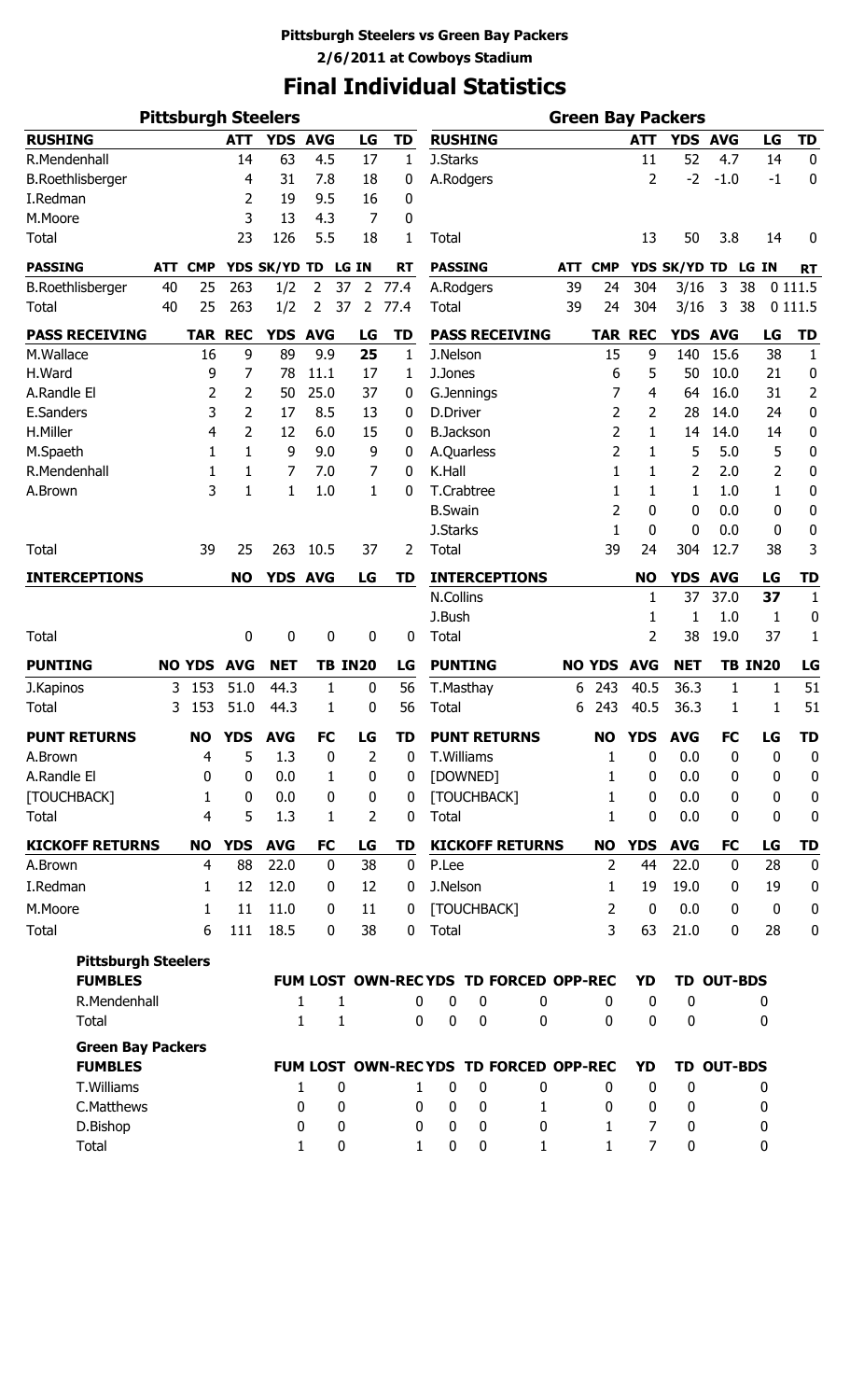# Pittsburgh Steelers vs Green Bay Packers

## 2/6/2011 at Cowboys Stadium

# Final Individual Statistics

## Pittsburgh Steelers

| RUSHING | ATT | YDS | AVG | LG | TD |
|---|---|---|---|---|---|
| R.Mendenhall | 14 | 63 | 4.5 | 17 | 1 |
| B.Roethlisberger | 4 | 31 | 7.8 | 18 | 0 |
| I.Redman | 2 | 19 | 9.5 | 16 | 0 |
| M.Moore | 3 | 13 | 4.3 | 7 | 0 |
| Total | 23 | 126 | 5.5 | 18 | 1 |

| PASSING | ATT | CMP | YDS | SK/YD | TD | LG | IN | RT |
|---|---|---|---|---|---|---|---|---|
| B.Roethlisberger | 40 | 25 | 263 | 1/2 | 2 | 37 | 2 | 77.4 |
| Total | 40 | 25 | 263 | 1/2 | 2 | 37 | 2 | 77.4 |

| PASS RECEIVING | TAR | REC | YDS | AVG | LG | TD |
|---|---|---|---|---|---|---|
| M.Wallace | 16 | 9 | 89 | 9.9 | **25** | 1 |
| H.Ward | 9 | 7 | 78 | 11.1 | 17 | 1 |
| A.Randle El | 2 | 2 | 50 | 25.0 | 37 | 0 |
| E.Sanders | 3 | 2 | 17 | 8.5 | 13 | 0 |
| H.Miller | 4 | 2 | 12 | 6.0 | 15 | 0 |
| M.Spaeth | 1 | 1 | 9 | 9.0 | 9 | 0 |
| R.Mendenhall | 1 | 1 | 7 | 7.0 | 7 | 0 |
| A.Brown | 3 | 1 | 1 | 1.0 | 1 | 0 |
| Total | 39 | 25 | 263 | 10.5 | 37 | 2 |

| INTERCEPTIONS | NO | YDS | AVG | LG | TD |
|---|---|---|---|---|---|
| Total | 0 | 0 | 0 | 0 | 0 |

| PUNTING | NO | YDS | AVG | NET | TB | IN20 | LG |
|---|---|---|---|---|---|---|---|
| J.Kapinos | 3 | 153 | 51.0 | 44.3 | 1 | 0 | 56 |
| Total | 3 | 153 | 51.0 | 44.3 | 1 | 0 | 56 |

| PUNT RETURNS | NO | YDS | AVG | FC | LG | TD |
|---|---|---|---|---|---|---|
| A.Brown | 4 | 5 | 1.3 | 0 | 2 | 0 |
| A.Randle El | 0 | 0 | 0.0 | 1 | 0 | 0 |
| [TOUCHBACK] | 1 | 0 | 0.0 | 0 | 0 | 0 |
| Total | 4 | 5 | 1.3 | 1 | 2 | 0 |

| KICKOFF RETURNS | NO | YDS | AVG | FC | LG | TD |
|---|---|---|---|---|---|---|
| A.Brown | 4 | 88 | 22.0 | 0 | 38 | 0 |
| I.Redman | 1 | 12 | 12.0 | 0 | 12 | 0 |
| M.Moore | 1 | 11 | 11.0 | 0 | 11 | 0 |
| Total | 6 | 111 | 18.5 | 0 | 38 | 0 |

## Green Bay Packers

| RUSHING | ATT | YDS | AVG | LG | TD |
|---|---|---|---|---|---|
| J.Starks | 11 | 52 | 4.7 | 14 | 0 |
| A.Rodgers | 2 | -2 | -1.0 | -1 | 0 |
| Total | 13 | 50 | 3.8 | 14 | 0 |

| PASSING | ATT | CMP | YDS | SK/YD | TD | LG | IN | RT |
|---|---|---|---|---|---|---|---|---|
| A.Rodgers | 39 | 24 | 304 | 3/16 | 3 | 38 | 0 | 111.5 |
| Total | 39 | 24 | 304 | 3/16 | 3 | 38 | 0 | 111.5 |

| PASS RECEIVING | TAR | REC | YDS | AVG | LG | TD |
|---|---|---|---|---|---|---|
| J.Nelson | 15 | 9 | 140 | 15.6 | 38 | 1 |
| J.Jones | 6 | 5 | 50 | 10.0 | 21 | 0 |
| G.Jennings | 7 | 4 | 64 | 16.0 | 31 | 2 |
| D.Driver | 2 | 2 | 28 | 14.0 | 24 | 0 |
| B.Jackson | 2 | 1 | 14 | 14.0 | 14 | 0 |
| A.Quarless | 2 | 1 | 5 | 5.0 | 5 | 0 |
| K.Hall | 1 | 1 | 2 | 2.0 | 2 | 0 |
| T.Crabtree | 1 | 1 | 1 | 1.0 | 1 | 0 |
| B.Swain | 2 | 0 | 0 | 0.0 | 0 | 0 |
| J.Starks | 1 | 0 | 0 | 0.0 | 0 | 0 |
| Total | 39 | 24 | 304 | 12.7 | 38 | 3 |

| INTERCEPTIONS | NO | YDS | AVG | LG | TD |
|---|---|---|---|---|---|
| N.Collins | 1 | 37 | 37.0 | **37** | 1 |
| J.Bush | 1 | 1 | 1.0 | 1 | 0 |
| Total | 2 | 38 | 19.0 | 37 | 1 |

| PUNTING | NO | YDS | AVG | NET | TB | IN20 | LG |
|---|---|---|---|---|---|---|---|
| T.Masthay | 6 | 243 | 40.5 | 36.3 | 1 | 1 | 51 |
| Total | 6 | 243 | 40.5 | 36.3 | 1 | 1 | 51 |

| PUNT RETURNS | NO | YDS | AVG | FC | LG | TD |
|---|---|---|---|---|---|---|
| T.Williams | 1 | 0 | 0.0 | 0 | 0 | 0 |
| [DOWNED] | 1 | 0 | 0.0 | 0 | 0 | 0 |
| [TOUCHBACK] | 1 | 0 | 0.0 | 0 | 0 | 0 |
| Total | 1 | 0 | 0.0 | 0 | 0 | 0 |

| KICKOFF RETURNS | NO | YDS | AVG | FC | LG | TD |
|---|---|---|---|---|---|---|
| P.Lee | 2 | 44 | 22.0 | 0 | 28 | 0 |
| J.Nelson | 1 | 19 | 19.0 | 0 | 19 | 0 |
| [TOUCHBACK] | 2 | 0 | 0.0 | 0 | 0 | 0 |
| Total | 3 | 63 | 21.0 | 0 | 28 | 0 |

### Pittsburgh Steelers

| FUMBLES | FUM | LOST | OWN-REC | YDS | TD | FORCED | OPP-REC | YD | TD | OUT-BDS |
|---|---|---|---|---|---|---|---|---|---|---|
| R.Mendenhall | 1 | 1 | 0 | 0 | 0 | 0 | 0 | 0 | 0 | 0 |
| Total | 1 | 1 | 0 | 0 | 0 | 0 | 0 | 0 | 0 | 0 |

### Green Bay Packers

| FUMBLES | FUM | LOST | OWN-REC | YDS | TD | FORCED | OPP-REC | YD | TD | OUT-BDS |
|---|---|---|---|---|---|---|---|---|---|---|
| T.Williams | 1 | 0 | 1 | 0 | 0 | 0 | 0 | 0 | 0 | 0 |
| C.Matthews | 0 | 0 | 0 | 0 | 0 | 1 | 0 | 0 | 0 | 0 |
| D.Bishop | 0 | 0 | 0 | 0 | 0 | 0 | 1 | 7 | 0 | 0 |
| Total | 1 | 0 | 1 | 0 | 0 | 1 | 1 | 7 | 0 | 0 |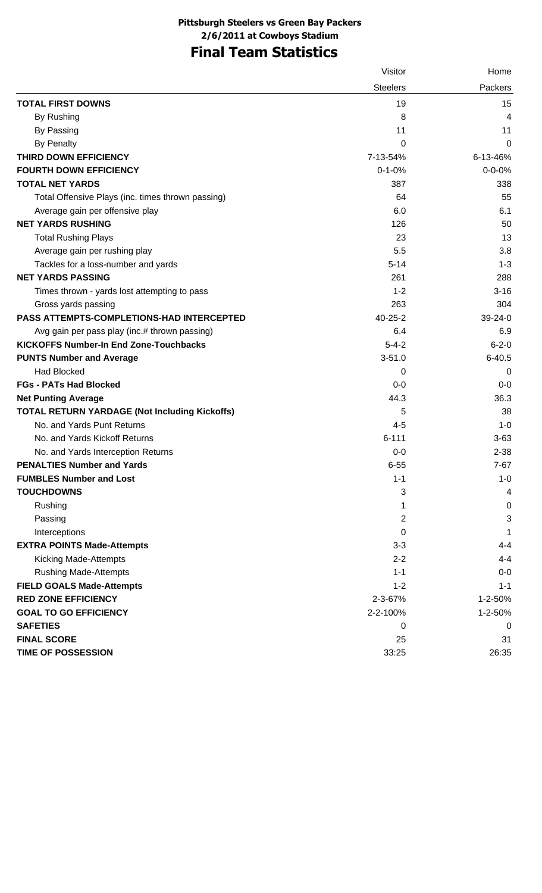**Pittsburgh Steelers vs Green Bay Packers**
**2/6/2011 at Cowboys Stadium**

# Final Team Statistics

| | Visitor | Home |
|---|---|---|
| | Steelers | Packers |
| **TOTAL FIRST DOWNS** | 19 | 15 |
| By Rushing | 8 | 4 |
| By Passing | 11 | 11 |
| By Penalty | 0 | 0 |
| **THIRD DOWN EFFICIENCY** | 7-13-54% | 6-13-46% |
| **FOURTH DOWN EFFICIENCY** | 0-1-0% | 0-0-0% |
| **TOTAL NET YARDS** | 387 | 338 |
| Total Offensive Plays (inc. times thrown passing) | 64 | 55 |
| Average gain per offensive play | 6.0 | 6.1 |
| **NET YARDS RUSHING** | 126 | 50 |
| Total Rushing Plays | 23 | 13 |
| Average gain per rushing play | 5.5 | 3.8 |
| Tackles for a loss-number and yards | 5-14 | 1-3 |
| **NET YARDS PASSING** | 261 | 288 |
| Times thrown - yards lost attempting to pass | 1-2 | 3-16 |
| Gross yards passing | 263 | 304 |
| **PASS ATTEMPTS-COMPLETIONS-HAD INTERCEPTED** | 40-25-2 | 39-24-0 |
| Avg gain per pass play (inc.# thrown passing) | 6.4 | 6.9 |
| **KICKOFFS Number-In End Zone-Touchbacks** | 5-4-2 | 6-2-0 |
| **PUNTS Number and Average** | 3-51.0 | 6-40.5 |
| Had Blocked | 0 | 0 |
| **FGs - PATs Had Blocked** | 0-0 | 0-0 |
| **Net Punting Average** | 44.3 | 36.3 |
| **TOTAL RETURN YARDAGE (Not Including Kickoffs)** | 5 | 38 |
| No. and Yards Punt Returns | 4-5 | 1-0 |
| No. and Yards Kickoff Returns | 6-111 | 3-63 |
| No. and Yards Interception Returns | 0-0 | 2-38 |
| **PENALTIES Number and Yards** | 6-55 | 7-67 |
| **FUMBLES Number and Lost** | 1-1 | 1-0 |
| **TOUCHDOWNS** | 3 | 4 |
| Rushing | 1 | 0 |
| Passing | 2 | 3 |
| Interceptions | 0 | 1 |
| **EXTRA POINTS Made-Attempts** | 3-3 | 4-4 |
| Kicking Made-Attempts | 2-2 | 4-4 |
| Rushing Made-Attempts | 1-1 | 0-0 |
| **FIELD GOALS Made-Attempts** | 1-2 | 1-1 |
| **RED ZONE EFFICIENCY** | 2-3-67% | 1-2-50% |
| **GOAL TO GO EFFICIENCY** | 2-2-100% | 1-2-50% |
| **SAFETIES** | 0 | 0 |
| **FINAL SCORE** | 25 | 31 |
| **TIME OF POSSESSION** | 33:25 | 26:35 |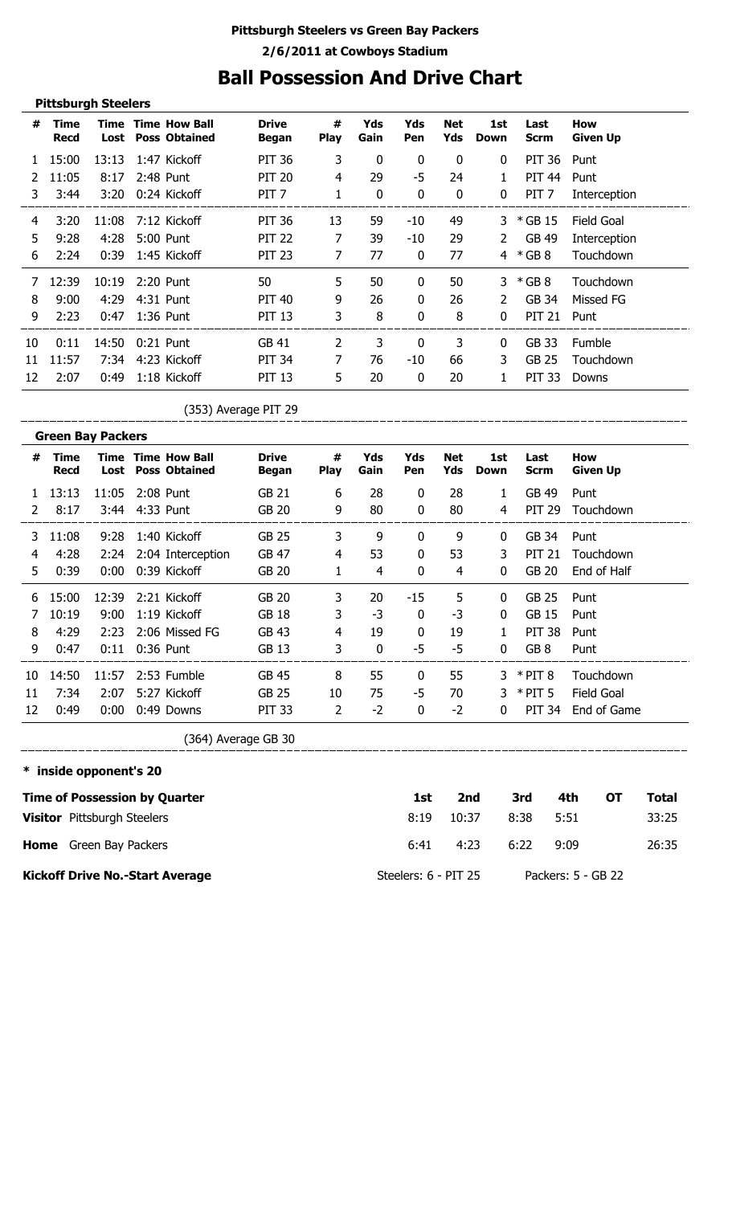**Pittsburgh Steelers vs Green Bay Packers**

**2/6/2011 at Cowboys Stadium**

# Ball Possession And Drive Chart

## Pittsburgh Steelers

| # | Time Recd | Time Lost | Time Poss | How Ball Obtained | Drive Began | # Play | Yds Gain | Yds Pen | Net Yds | 1st Down | Last Scrm | How Given Up |
|---|---|---|---|---|---|---|---|---|---|---|---|---|
| 1 | 15:00 | 13:13 | 1:47 | Kickoff | PIT 36 | 3 | 0 | 0 | 0 | 0 | PIT 36 | Punt |
| 2 | 11:05 | 8:17 | 2:48 | Punt | PIT 20 | 4 | 29 | -5 | 24 | 1 | PIT 44 | Punt |
| 3 | 3:44 | 3:20 | 0:24 | Kickoff | PIT 7 | 1 | 0 | 0 | 0 | 0 | PIT 7 | Interception |
| 4 | 3:20 | 11:08 | 7:12 | Kickoff | PIT 36 | 13 | 59 | -10 | 49 | 3 | * GB 15 | Field Goal |
| 5 | 9:28 | 4:28 | 5:00 | Punt | PIT 22 | 7 | 39 | -10 | 29 | 2 | GB 49 | Interception |
| 6 | 2:24 | 0:39 | 1:45 | Kickoff | PIT 23 | 7 | 77 | 0 | 77 | 4 | * GB 8 | Touchdown |
| 7 | 12:39 | 10:19 | 2:20 | Punt | 50 | 5 | 50 | 0 | 50 | 3 | * GB 8 | Touchdown |
| 8 | 9:00 | 4:29 | 4:31 | Punt | PIT 40 | 9 | 26 | 0 | 26 | 2 | GB 34 | Missed FG |
| 9 | 2:23 | 0:47 | 1:36 | Punt | PIT 13 | 3 | 8 | 0 | 8 | 0 | PIT 21 | Punt |
| 10 | 0:11 | 14:50 | 0:21 | Punt | GB 41 | 2 | 3 | 0 | 3 | 0 | GB 33 | Fumble |
| 11 | 11:57 | 7:34 | 4:23 | Kickoff | PIT 34 | 7 | 76 | -10 | 66 | 3 | GB 25 | Touchdown |
| 12 | 2:07 | 0:49 | 1:18 | Kickoff | PIT 13 | 5 | 20 | 0 | 20 | 1 | PIT 33 | Downs |

(353) Average PIT 29

## Green Bay Packers

| # | Time Recd | Time Lost | Time Poss | How Ball Obtained | Drive Began | # Play | Yds Gain | Yds Pen | Net Yds | 1st Down | Last Scrm | How Given Up |
|---|---|---|---|---|---|---|---|---|---|---|---|---|
| 1 | 13:13 | 11:05 | 2:08 | Punt | GB 21 | 6 | 28 | 0 | 28 | 1 | GB 49 | Punt |
| 2 | 8:17 | 3:44 | 4:33 | Punt | GB 20 | 9 | 80 | 0 | 80 | 4 | PIT 29 | Touchdown |
| 3 | 11:08 | 9:28 | 1:40 | Kickoff | GB 25 | 3 | 9 | 0 | 9 | 0 | GB 34 | Punt |
| 4 | 4:28 | 2:24 | 2:04 | Interception | GB 47 | 4 | 53 | 0 | 53 | 3 | PIT 21 | Touchdown |
| 5 | 0:39 | 0:00 | 0:39 | Kickoff | GB 20 | 1 | 4 | 0 | 4 | 0 | GB 20 | End of Half |
| 6 | 15:00 | 12:39 | 2:21 | Kickoff | GB 20 | 3 | 20 | -15 | 5 | 0 | GB 25 | Punt |
| 7 | 10:19 | 9:00 | 1:19 | Kickoff | GB 18 | 3 | -3 | 0 | -3 | 0 | GB 15 | Punt |
| 8 | 4:29 | 2:23 | 2:06 | Missed FG | GB 43 | 4 | 19 | 0 | 19 | 1 | PIT 38 | Punt |
| 9 | 0:47 | 0:11 | 0:36 | Punt | GB 13 | 3 | 0 | -5 | -5 | 0 | GB 8 | Punt |
| 10 | 14:50 | 11:57 | 2:53 | Fumble | GB 45 | 8 | 55 | 0 | 55 | 3 | * PIT 8 | Touchdown |
| 11 | 7:34 | 2:07 | 5:27 | Kickoff | GB 25 | 10 | 75 | -5 | 70 | 3 | * PIT 5 | Field Goal |
| 12 | 0:49 | 0:00 | 0:49 | Downs | PIT 33 | 2 | -2 | 0 | -2 | 0 | PIT 34 | End of Game |

(364) Average GB 30

**\* inside opponent's 20**

| Time of Possession by Quarter | 1st | 2nd | 3rd | 4th | OT | Total |
|---|---|---|---|---|---|---|
| **Visitor** Pittsburgh Steelers | 8:19 | 10:37 | 8:38 | 5:51 | | 33:25 |
| **Home** Green Bay Packers | 6:41 | 4:23 | 6:22 | 9:09 | | 26:35 |

**Kickoff Drive No.-Start Average** Steelers: 6 - PIT 25 Packers: 5 - GB 22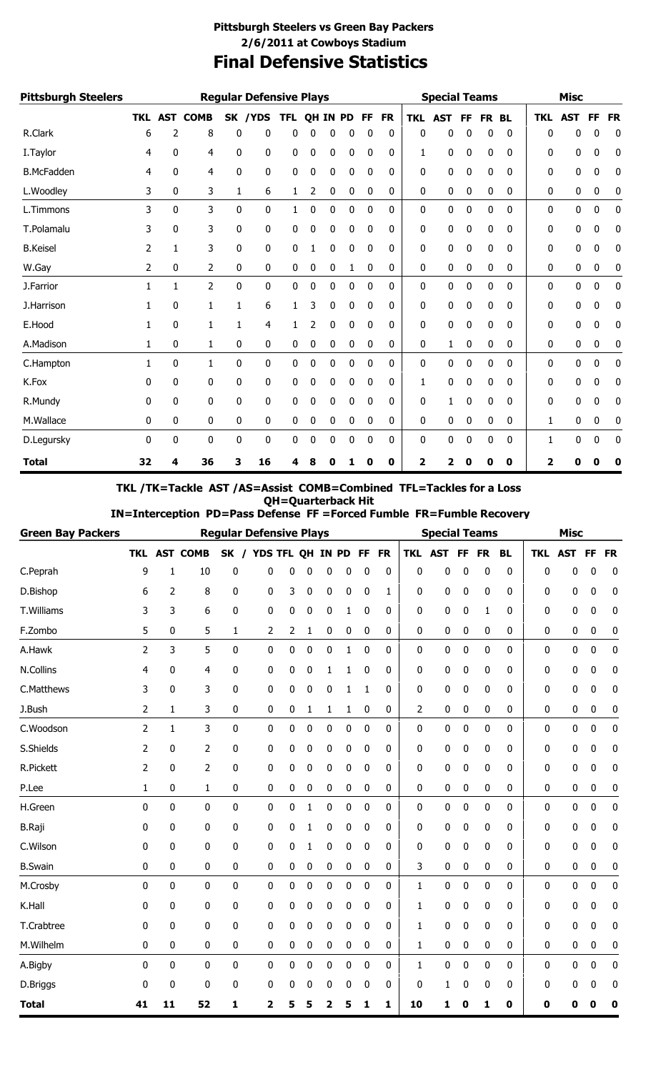**Pittsburgh Steelers vs Green Bay Packers**
**2/6/2011 at Cowboys Stadium**

# Final Defensive Statistics

| Pittsburgh Steelers | Regular Defensive Plays | | | | | | | | | | | Special Teams | | | | | Misc | | | |
|---|---|---|---|---|---|---|---|---|---|---|---|---|---|---|---|---|---|---|---|---|
| | TKL | AST | COMB | SK | /YDS | TFL | QH | IN | PD | FF | FR | TKL | AST | FF | FR | BL | TKL | AST | FF | FR |
| R.Clark | 6 | 2 | 8 | 0 | 0 | 0 | 0 | 0 | 0 | 0 | 0 | 0 | 0 | 0 | 0 | 0 | 0 | 0 | 0 | 0 |
| I.Taylor | 4 | 0 | 4 | 0 | 0 | 0 | 0 | 0 | 0 | 0 | 0 | 1 | 0 | 0 | 0 | 0 | 0 | 0 | 0 | 0 |
| B.McFadden | 4 | 0 | 4 | 0 | 0 | 0 | 0 | 0 | 0 | 0 | 0 | 0 | 0 | 0 | 0 | 0 | 0 | 0 | 0 | 0 |
| L.Woodley | 3 | 0 | 3 | 1 | 6 | 1 | 2 | 0 | 0 | 0 | 0 | 0 | 0 | 0 | 0 | 0 | 0 | 0 | 0 | 0 |
| L.Timmons | 3 | 0 | 3 | 0 | 0 | 1 | 0 | 0 | 0 | 0 | 0 | 0 | 0 | 0 | 0 | 0 | 0 | 0 | 0 | 0 |
| T.Polamalu | 3 | 0 | 3 | 0 | 0 | 0 | 0 | 0 | 0 | 0 | 0 | 0 | 0 | 0 | 0 | 0 | 0 | 0 | 0 | 0 |
| B.Keisel | 2 | 1 | 3 | 0 | 0 | 0 | 1 | 0 | 0 | 0 | 0 | 0 | 0 | 0 | 0 | 0 | 0 | 0 | 0 | 0 |
| W.Gay | 2 | 0 | 2 | 0 | 0 | 0 | 0 | 0 | 1 | 0 | 0 | 0 | 0 | 0 | 0 | 0 | 0 | 0 | 0 | 0 |
| J.Farrior | 1 | 1 | 2 | 0 | 0 | 0 | 0 | 0 | 0 | 0 | 0 | 0 | 0 | 0 | 0 | 0 | 0 | 0 | 0 | 0 |
| J.Harrison | 1 | 0 | 1 | 1 | 6 | 1 | 3 | 0 | 0 | 0 | 0 | 0 | 0 | 0 | 0 | 0 | 0 | 0 | 0 | 0 |
| E.Hood | 1 | 0 | 1 | 1 | 4 | 1 | 2 | 0 | 0 | 0 | 0 | 0 | 0 | 0 | 0 | 0 | 0 | 0 | 0 | 0 |
| A.Madison | 1 | 0 | 1 | 0 | 0 | 0 | 0 | 0 | 0 | 0 | 0 | 0 | 1 | 0 | 0 | 0 | 0 | 0 | 0 | 0 |
| C.Hampton | 1 | 0 | 1 | 0 | 0 | 0 | 0 | 0 | 0 | 0 | 0 | 0 | 0 | 0 | 0 | 0 | 0 | 0 | 0 | 0 |
| K.Fox | 0 | 0 | 0 | 0 | 0 | 0 | 0 | 0 | 0 | 0 | 0 | 1 | 0 | 0 | 0 | 0 | 0 | 0 | 0 | 0 |
| R.Mundy | 0 | 0 | 0 | 0 | 0 | 0 | 0 | 0 | 0 | 0 | 0 | 0 | 1 | 0 | 0 | 0 | 0 | 0 | 0 | 0 |
| M.Wallace | 0 | 0 | 0 | 0 | 0 | 0 | 0 | 0 | 0 | 0 | 0 | 0 | 0 | 0 | 0 | 0 | 1 | 0 | 0 | 0 |
| D.Legursky | 0 | 0 | 0 | 0 | 0 | 0 | 0 | 0 | 0 | 0 | 0 | 0 | 0 | 0 | 0 | 0 | 1 | 0 | 0 | 0 |
| **Total** | **32** | **4** | **36** | **3** | **16** | **4** | **8** | **0** | **1** | **0** | **0** | **2** | **2** | **0** | **0** | **0** | **2** | **0** | **0** | **0** |

**TKL /TK=Tackle AST /AS=Assist COMB=Combined TFL=Tackles for a Loss**
**QH=Quarterback Hit**
**IN=Interception PD=Pass Defense FF =Forced Fumble FR=Fumble Recovery**

| Green Bay Packers | Regular Defensive Plays | | | | | | | | | | | Special Teams | | | | | Misc | | | |
|---|---|---|---|---|---|---|---|---|---|---|---|---|---|---|---|---|---|---|---|---|
| | TKL | AST | COMB | SK / | YDS | TFL | QH | IN | PD | FF | FR | TKL | AST | FF | FR | BL | TKL | AST | FF | FR |
| C.Peprah | 9 | 1 | 10 | 0 | 0 | 0 | 0 | 0 | 0 | 0 | 0 | 0 | 0 | 0 | 0 | 0 | 0 | 0 | 0 | 0 |
| D.Bishop | 6 | 2 | 8 | 0 | 0 | 3 | 0 | 0 | 0 | 0 | 1 | 0 | 0 | 0 | 0 | 0 | 0 | 0 | 0 | 0 |
| T.Williams | 3 | 3 | 6 | 0 | 0 | 0 | 0 | 0 | 1 | 0 | 0 | 0 | 0 | 0 | 1 | 0 | 0 | 0 | 0 | 0 |
| F.Zombo | 5 | 0 | 5 | 1 | 2 | 2 | 1 | 0 | 0 | 0 | 0 | 0 | 0 | 0 | 0 | 0 | 0 | 0 | 0 | 0 |
| A.Hawk | 2 | 3 | 5 | 0 | 0 | 0 | 0 | 0 | 1 | 0 | 0 | 0 | 0 | 0 | 0 | 0 | 0 | 0 | 0 | 0 |
| N.Collins | 4 | 0 | 4 | 0 | 0 | 0 | 0 | 1 | 1 | 0 | 0 | 0 | 0 | 0 | 0 | 0 | 0 | 0 | 0 | 0 |
| C.Matthews | 3 | 0 | 3 | 0 | 0 | 0 | 0 | 0 | 1 | 1 | 0 | 0 | 0 | 0 | 0 | 0 | 0 | 0 | 0 | 0 |
| J.Bush | 2 | 1 | 3 | 0 | 0 | 0 | 1 | 1 | 1 | 0 | 0 | 2 | 0 | 0 | 0 | 0 | 0 | 0 | 0 | 0 |
| C.Woodson | 2 | 1 | 3 | 0 | 0 | 0 | 0 | 0 | 0 | 0 | 0 | 0 | 0 | 0 | 0 | 0 | 0 | 0 | 0 | 0 |
| S.Shields | 2 | 0 | 2 | 0 | 0 | 0 | 0 | 0 | 0 | 0 | 0 | 0 | 0 | 0 | 0 | 0 | 0 | 0 | 0 | 0 |
| R.Pickett | 2 | 0 | 2 | 0 | 0 | 0 | 0 | 0 | 0 | 0 | 0 | 0 | 0 | 0 | 0 | 0 | 0 | 0 | 0 | 0 |
| P.Lee | 1 | 0 | 1 | 0 | 0 | 0 | 0 | 0 | 0 | 0 | 0 | 0 | 0 | 0 | 0 | 0 | 0 | 0 | 0 | 0 |
| H.Green | 0 | 0 | 0 | 0 | 0 | 0 | 1 | 0 | 0 | 0 | 0 | 0 | 0 | 0 | 0 | 0 | 0 | 0 | 0 | 0 |
| B.Raji | 0 | 0 | 0 | 0 | 0 | 0 | 1 | 0 | 0 | 0 | 0 | 0 | 0 | 0 | 0 | 0 | 0 | 0 | 0 | 0 |
| C.Wilson | 0 | 0 | 0 | 0 | 0 | 0 | 1 | 0 | 0 | 0 | 0 | 0 | 0 | 0 | 0 | 0 | 0 | 0 | 0 | 0 |
| B.Swain | 0 | 0 | 0 | 0 | 0 | 0 | 0 | 0 | 0 | 0 | 0 | 3 | 0 | 0 | 0 | 0 | 0 | 0 | 0 | 0 |
| M.Crosby | 0 | 0 | 0 | 0 | 0 | 0 | 0 | 0 | 0 | 0 | 0 | 1 | 0 | 0 | 0 | 0 | 0 | 0 | 0 | 0 |
| K.Hall | 0 | 0 | 0 | 0 | 0 | 0 | 0 | 0 | 0 | 0 | 0 | 1 | 0 | 0 | 0 | 0 | 0 | 0 | 0 | 0 |
| T.Crabtree | 0 | 0 | 0 | 0 | 0 | 0 | 0 | 0 | 0 | 0 | 0 | 1 | 0 | 0 | 0 | 0 | 0 | 0 | 0 | 0 |
| M.Wilhelm | 0 | 0 | 0 | 0 | 0 | 0 | 0 | 0 | 0 | 0 | 0 | 1 | 0 | 0 | 0 | 0 | 0 | 0 | 0 | 0 |
| A.Bigby | 0 | 0 | 0 | 0 | 0 | 0 | 0 | 0 | 0 | 0 | 0 | 1 | 0 | 0 | 0 | 0 | 0 | 0 | 0 | 0 |
| D.Briggs | 0 | 0 | 0 | 0 | 0 | 0 | 0 | 0 | 0 | 0 | 0 | 0 | 1 | 0 | 0 | 0 | 0 | 0 | 0 | 0 |
| **Total** | **41** | **11** | **52** | **1** | **2** | **5** | **5** | **2** | **5** | **1** | **1** | **10** | **1** | **0** | **1** | **0** | **0** | **0** | **0** | **0** |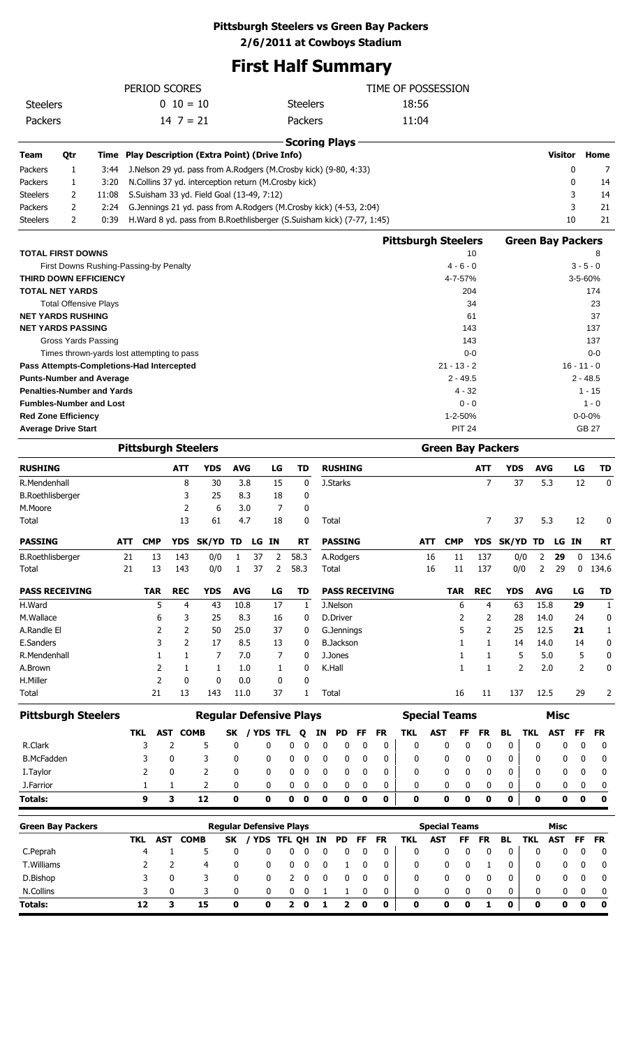# Pittsburgh Steelers vs Green Bay Packers
## 2/6/2011 at Cowboys Stadium

# First Half Summary

| PERIOD SCORES | | | TIME OF POSSESSION |
|---|---|---|---|
| Steelers | 0 10 = 10 | Steelers | 18:56 |
| Packers | 14 7 = 21 | Packers | 11:04 |

### Scoring Plays

| Team | Qtr | Time | Play Description (Extra Point) (Drive Info) | Visitor | Home |
|---|---|---|---|---|---|
| Packers | 1 | 3:44 | J.Nelson 29 yd. pass from A.Rodgers (M.Crosby kick) (9-80, 4:33) | 0 | 7 |
| Packers | 1 | 3:20 | N.Collins 37 yd. interception return (M.Crosby kick) | 0 | 14 |
| Steelers | 2 | 11:08 | S.Suisham 33 yd. Field Goal (13-49, 7:12) | 3 | 14 |
| Packers | 2 | 2:24 | G.Jennings 21 yd. pass from A.Rodgers (M.Crosby kick) (4-53, 2:04) | 3 | 21 |
| Steelers | 2 | 0:39 | H.Ward 8 yd. pass from B.Roethlisberger (S.Suisham kick) (7-77, 1:45) | 10 | 21 |

| | Pittsburgh Steelers | Green Bay Packers |
|---|---|---|
| **TOTAL FIRST DOWNS** | 10 | 8 |
| First Downs Rushing-Passing-by Penalty | 4 - 6 - 0 | 3 - 5 - 0 |
| **THIRD DOWN EFFICIENCY** | 4-7-57% | 3-5-60% |
| **TOTAL NET YARDS** | 204 | 174 |
| Total Offensive Plays | 34 | 23 |
| **NET YARDS RUSHING** | 61 | 37 |
| **NET YARDS PASSING** | 143 | 137 |
| Gross Yards Passing | 143 | 137 |
| Times thrown-yards lost attempting to pass | 0-0 | 0-0 |
| **Pass Attempts-Completions-Had Intercepted** | 21 - 13 - 2 | 16 - 11 - 0 |
| **Punts-Number and Average** | 2 - 49.5 | 2 - 48.5 |
| **Penalties-Number and Yards** | 4 - 32 | 1 - 15 |
| **Fumbles-Number and Lost** | 0 - 0 | 1 - 0 |
| **Red Zone Efficiency** | 1-2-50% | 0-0-0% |
| **Average Drive Start** | PIT 24 | GB 27 |

### Pittsburgh Steelers

| RUSHING | ATT | YDS | AVG | LG | TD |
|---|---|---|---|---|---|
| R.Mendenhall | 8 | 30 | 3.8 | 15 | 0 |
| B.Roethlisberger | 3 | 25 | 8.3 | 18 | 0 |
| M.Moore | 2 | 6 | 3.0 | 7 | 0 |
| Total | 13 | 61 | 4.7 | 18 | 0 |

| PASSING | ATT | CMP | YDS | SK/YD | TD | LG | IN | RT |
|---|---|---|---|---|---|---|---|---|
| B.Roethlisberger | 21 | 13 | 143 | 0/0 | 1 | 37 | 2 | 58.3 |
| Total | 21 | 13 | 143 | 0/0 | 1 | 37 | 2 | 58.3 |

| PASS RECEIVING | TAR | REC | YDS | AVG | LG | TD |
|---|---|---|---|---|---|---|
| H.Ward | 5 | 4 | 43 | 10.8 | 17 | 1 |
| M.Wallace | 6 | 3 | 25 | 8.3 | 16 | 0 |
| A.Randle El | 2 | 2 | 50 | 25.0 | 37 | 0 |
| E.Sanders | 3 | 2 | 17 | 8.5 | 13 | 0 |
| R.Mendenhall | 1 | 1 | 7 | 7.0 | 7 | 0 |
| A.Brown | 2 | 1 | 1 | 1.0 | 1 | 0 |
| H.Miller | 2 | 0 | 0 | 0.0 | 0 | 0 |
| Total | 21 | 13 | 143 | 11.0 | 37 | 1 |

### Green Bay Packers

| RUSHING | ATT | YDS | AVG | LG | TD |
|---|---|---|---|---|---|
| J.Starks | 7 | 37 | 5.3 | 12 | 0 |
| Total | 7 | 37 | 5.3 | 12 | 0 |

| PASSING | ATT | CMP | YDS | SK/YD | TD | LG | IN | RT |
|---|---|---|---|---|---|---|---|---|
| A.Rodgers | 16 | 11 | 137 | 0/0 | 2 | 29 | 0 | 134.6 |
| Total | 16 | 11 | 137 | 0/0 | 2 | 29 | 0 | 134.6 |

| PASS RECEIVING | TAR | REC | YDS | AVG | LG | TD |
|---|---|---|---|---|---|---|
| J.Nelson | 6 | 4 | 63 | 15.8 | 29 | 1 |
| D.Driver | 2 | 2 | 28 | 14.0 | 24 | 0 |
| G.Jennings | 5 | 2 | 25 | 12.5 | 21 | 1 |
| B.Jackson | 1 | 1 | 14 | 14.0 | 14 | 0 |
| J.Jones | 1 | 1 | 5 | 5.0 | 5 | 0 |
| K.Hall | 1 | 1 | 2 | 2.0 | 2 | 0 |
| Total | 16 | 11 | 137 | 12.5 | 29 | 2 |

| Pittsburgh Steelers | Regular Defensive Plays | | | | | | | | | | | Special Teams | | | | | Misc | | | |
|---|---|---|---|---|---|---|---|---|---|---|---|---|---|---|---|---|---|---|---|---|
| | TKL | AST | COMB | SK | / YDS | TFL | Q | IN | PD | FF | FR | TKL | AST | FF | FR | BL | TKL | AST | FF | FR |
| R.Clark | 3 | 2 | 5 | 0 | 0 | 0 | 0 | 0 | 0 | 0 | 0 | 0 | 0 | 0 | 0 | 0 | 0 | 0 | 0 | 0 |
| B.McFadden | 3 | 0 | 3 | 0 | 0 | 0 | 0 | 0 | 0 | 0 | 0 | 0 | 0 | 0 | 0 | 0 | 0 | 0 | 0 | 0 |
| I.Taylor | 2 | 0 | 2 | 0 | 0 | 0 | 0 | 0 | 0 | 0 | 0 | 0 | 0 | 0 | 0 | 0 | 0 | 0 | 0 | 0 |
| J.Farrior | 1 | 1 | 2 | 0 | 0 | 0 | 0 | 0 | 0 | 0 | 0 | 0 | 0 | 0 | 0 | 0 | 0 | 0 | 0 | 0 |
| **Totals:** | **9** | **3** | **12** | **0** | **0** | **0** | **0** | **0** | **0** | **0** | **0** | **0** | **0** | **0** | **0** | **0** | **0** | **0** | **0** | **0** |

| Green Bay Packers | Regular Defensive Plays | | | | | | | | | | | Special Teams | | | | | Misc | | | |
|---|---|---|---|---|---|---|---|---|---|---|---|---|---|---|---|---|---|---|---|---|
| | TKL | AST | COMB | SK | / YDS | TFL | QH | IN | PD | FF | FR | TKL | AST | FF | FR | BL | TKL | AST | FF | FR |
| C.Peprah | 4 | 1 | 5 | 0 | 0 | 0 | 0 | 0 | 0 | 0 | 0 | 0 | 0 | 0 | 0 | 0 | 0 | 0 | 0 | 0 |
| T.Williams | 2 | 2 | 4 | 0 | 0 | 0 | 0 | 0 | 1 | 0 | 0 | 0 | 0 | 0 | 1 | 0 | 0 | 0 | 0 | 0 |
| D.Bishop | 3 | 0 | 3 | 0 | 0 | 2 | 0 | 0 | 0 | 0 | 0 | 0 | 0 | 0 | 0 | 0 | 0 | 0 | 0 | 0 |
| N.Collins | 3 | 0 | 3 | 0 | 0 | 0 | 0 | 1 | 1 | 0 | 0 | 0 | 0 | 0 | 0 | 0 | 0 | 0 | 0 | 0 |
| **Totals:** | **12** | **3** | **15** | **0** | **0** | **2** | **0** | **1** | **2** | **0** | **0** | **0** | **0** | **0** | **1** | **0** | **0** | **0** | **0** | **0** |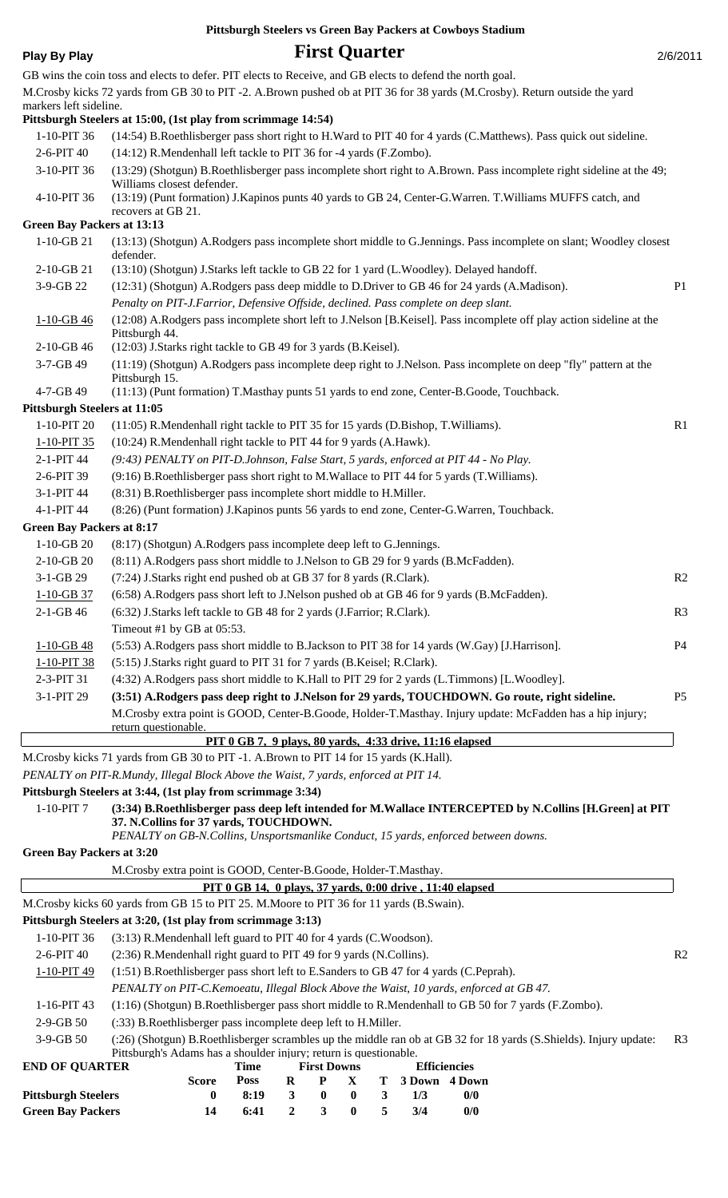**Pittsburgh Steelers vs Green Bay Packers at Cowboys Stadium**

# Play By Play — First Quarter — 2/6/2011

GB wins the coin toss and elects to defer. PIT elects to Receive, and GB elects to defend the north goal.

M.Crosby kicks 72 yards from GB 30 to PIT -2. A.Brown pushed ob at PIT 36 for 38 yards (M.Crosby). Return outside the yard markers left sideline.

**Pittsburgh Steelers at 15:00, (1st play from scrimmage 14:54)**

| Down | Play | |
|---|---|---|
| 1-10-PIT 36 | (14:54) B.Roethlisberger pass short right to H.Ward to PIT 40 for 4 yards (C.Matthews). Pass quick out sideline. | |
| 2-6-PIT 40 | (14:12) R.Mendenhall left tackle to PIT 36 for -4 yards (F.Zombo). | |
| 3-10-PIT 36 | (13:29) (Shotgun) B.Roethlisberger pass incomplete short right to A.Brown. Pass incomplete right sideline at the 49; Williams closest defender. | |
| 4-10-PIT 36 | (13:19) (Punt formation) J.Kapinos punts 40 yards to GB 24, Center-G.Warren. T.Williams MUFFS catch, and recovers at GB 21. | |

**Green Bay Packers at 13:13**

| Down | Play | |
|---|---|---|
| 1-10-GB 21 | (13:13) (Shotgun) A.Rodgers pass incomplete short middle to G.Jennings. Pass incomplete on slant; Woodley closest defender. | |
| 2-10-GB 21 | (13:10) (Shotgun) J.Starks left tackle to GB 22 for 1 yard (L.Woodley). Delayed handoff. | |
| 3-9-GB 22 | (12:31) (Shotgun) A.Rodgers pass deep middle to D.Driver to GB 46 for 24 yards (A.Madison). | P1 |
| | *Penalty on PIT-J.Farrior, Defensive Offside, declined. Pass complete on deep slant.* | |
| 1-10-GB 46 | (12:08) A.Rodgers pass incomplete short left to J.Nelson [B.Keisel]. Pass incomplete off play action sideline at the Pittsburgh 44. | |
| 2-10-GB 46 | (12:03) J.Starks right tackle to GB 49 for 3 yards (B.Keisel). | |
| 3-7-GB 49 | (11:19) (Shotgun) A.Rodgers pass incomplete deep right to J.Nelson. Pass incomplete on deep "fly" pattern at the Pittsburgh 15. | |
| 4-7-GB 49 | (11:13) (Punt formation) T.Masthay punts 51 yards to end zone, Center-B.Goode, Touchback. | |

**Pittsburgh Steelers at 11:05**

| Down | Play | |
|---|---|---|
| 1-10-PIT 20 | (11:05) R.Mendenhall right tackle to PIT 35 for 15 yards (D.Bishop, T.Williams). | R1 |
| 1-10-PIT 35 | (10:24) R.Mendenhall right tackle to PIT 44 for 9 yards (A.Hawk). | |
| 2-1-PIT 44 | *(9:43) PENALTY on PIT-D.Johnson, False Start, 5 yards, enforced at PIT 44 - No Play.* | |
| 2-6-PIT 39 | (9:16) B.Roethlisberger pass short right to M.Wallace to PIT 44 for 5 yards (T.Williams). | |
| 3-1-PIT 44 | (8:31) B.Roethlisberger pass incomplete short middle to H.Miller. | |
| 4-1-PIT 44 | (8:26) (Punt formation) J.Kapinos punts 56 yards to end zone, Center-G.Warren, Touchback. | |

**Green Bay Packers at 8:17**

| Down | Play | |
|---|---|---|
| 1-10-GB 20 | (8:17) (Shotgun) A.Rodgers pass incomplete deep left to G.Jennings. | |
| 2-10-GB 20 | (8:11) A.Rodgers pass short middle to J.Nelson to GB 29 for 9 yards (B.McFadden). | |
| 3-1-GB 29 | (7:24) J.Starks right end pushed ob at GB 37 for 8 yards (R.Clark). | R2 |
| 1-10-GB 37 | (6:58) A.Rodgers pass short left to J.Nelson pushed ob at GB 46 for 9 yards (B.McFadden). | |
| 2-1-GB 46 | (6:32) J.Starks left tackle to GB 48 for 2 yards (J.Farrior; R.Clark). | R3 |
| | Timeout #1 by GB at 05:53. | |
| 1-10-GB 48 | (5:53) A.Rodgers pass short middle to B.Jackson to PIT 38 for 14 yards (W.Gay) [J.Harrison]. | P4 |
| 1-10-PIT 38 | (5:15) J.Starks right guard to PIT 31 for 7 yards (B.Keisel; R.Clark). | |
| 2-3-PIT 31 | (4:32) A.Rodgers pass short middle to K.Hall to PIT 29 for 2 yards (L.Timmons) [L.Woodley]. | |
| 3-1-PIT 29 | **(3:51) A.Rodgers pass deep right to J.Nelson for 29 yards, TOUCHDOWN. Go route, right sideline.** | P5 |
| | M.Crosby extra point is GOOD, Center-B.Goode, Holder-T.Masthay. Injury update: McFadden has a hip injury; return questionable. | |

**PIT 0 GB 7, 9 plays, 80 yards, 4:33 drive, 11:16 elapsed**

M.Crosby kicks 71 yards from GB 30 to PIT -1. A.Brown to PIT 14 for 15 yards (K.Hall).

*PENALTY on PIT-R.Mundy, Illegal Block Above the Waist, 7 yards, enforced at PIT 14.*

**Pittsburgh Steelers at 3:44, (1st play from scrimmage 3:34)**

| Down | Play | |
|---|---|---|
| 1-10-PIT 7 | **(3:34) B.Roethlisberger pass deep left intended for M.Wallace INTERCEPTED by N.Collins [H.Green] at PIT 37. N.Collins for 37 yards, TOUCHDOWN.** | |
| | *PENALTY on GB-N.Collins, Unsportsmanlike Conduct, 15 yards, enforced between downs.* | |

**Green Bay Packers at 3:20**

M.Crosby extra point is GOOD, Center-B.Goode, Holder-T.Masthay.

**PIT 0 GB 14, 0 plays, 37 yards, 0:00 drive , 11:40 elapsed**

M.Crosby kicks 60 yards from GB 15 to PIT 25. M.Moore to PIT 36 for 11 yards (B.Swain).

**Pittsburgh Steelers at 3:20, (1st play from scrimmage 3:13)**

| Down | Play | |
|---|---|---|
| 1-10-PIT 36 | (3:13) R.Mendenhall left guard to PIT 40 for 4 yards (C.Woodson). | |
| 2-6-PIT 40 | (2:36) R.Mendenhall right guard to PIT 49 for 9 yards (N.Collins). | R2 |
| 1-10-PIT 49 | (1:51) B.Roethlisberger pass short left to E.Sanders to GB 47 for 4 yards (C.Peprah). | |
| | *PENALTY on PIT-C.Kemoeatu, Illegal Block Above the Waist, 10 yards, enforced at GB 47.* | |
| 1-16-PIT 43 | (1:16) (Shotgun) B.Roethlisberger pass short middle to R.Mendenhall to GB 50 for 7 yards (F.Zombo). | |
| 2-9-GB 50 | (:33) B.Roethlisberger pass incomplete deep left to H.Miller. | |
| 3-9-GB 50 | (:26) (Shotgun) B.Roethlisberger scrambles up the middle ran ob at GB 32 for 18 yards (S.Shields). Injury update: Pittsburgh's Adams has a shoulder injury; return is questionable. | R3 |

**END OF QUARTER**

| | Score | Time Poss | First Downs R | P | X | T | Efficiencies 3 Down | 4 Down |
|---|---|---|---|---|---|---|---|---|
| **Pittsburgh Steelers** | 0 | 8:19 | 3 | 0 | 0 | 3 | 1/3 | 0/0 |
| **Green Bay Packers** | 14 | 6:41 | 2 | 3 | 0 | 5 | 3/4 | 0/0 |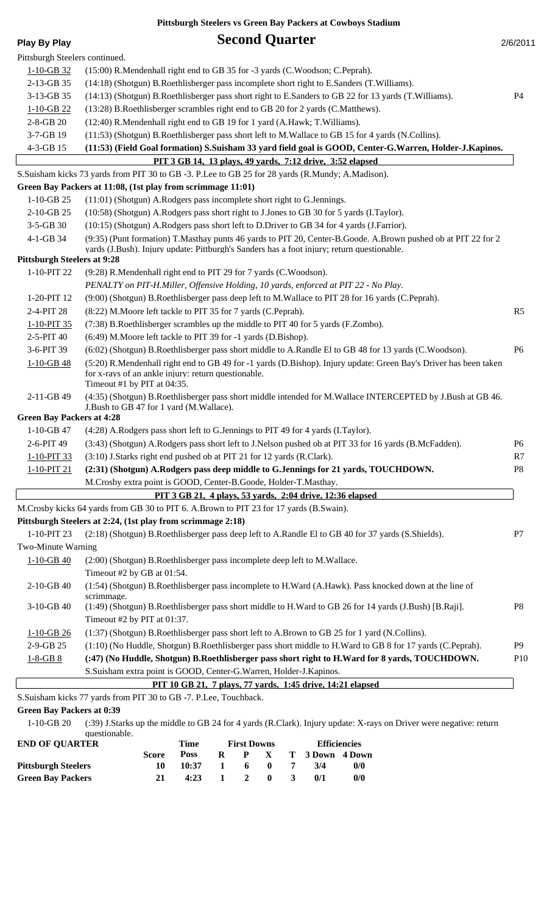**Pittsburgh Steelers vs Green Bay Packers at Cowboys Stadium**

**Play By Play** — **Second Quarter** — 2/6/2011

Pittsburgh Steelers continued.

| Down | Play | |
|---|---|---|
| 1-10-GB 32 | (15:00) R.Mendenhall right end to GB 35 for -3 yards (C.Woodson; C.Peprah). | |
| 2-13-GB 35 | (14:18) (Shotgun) B.Roethlisberger pass incomplete short right to E.Sanders (T.Williams). | |
| 3-13-GB 35 | (14:13) (Shotgun) B.Roethlisberger pass short right to E.Sanders to GB 22 for 13 yards (T.Williams). | P4 |
| 1-10-GB 22 | (13:28) B.Roethlisberger scrambles right end to GB 20 for 2 yards (C.Matthews). | |
| 2-8-GB 20 | (12:40) R.Mendenhall right end to GB 19 for 1 yard (A.Hawk; T.Williams). | |
| 3-7-GB 19 | (11:53) (Shotgun) B.Roethlisberger pass short left to M.Wallace to GB 15 for 4 yards (N.Collins). | |
| 4-3-GB 15 | **(11:53) (Field Goal formation) S.Suisham 33 yard field goal is GOOD, Center-G.Warren, Holder-J.Kapinos.** | |

**PIT 3 GB 14, 13 plays, 49 yards, 7:12 drive, 3:52 elapsed**

S.Suisham kicks 73 yards from PIT 30 to GB -3. P.Lee to GB 25 for 28 yards (R.Mundy; A.Madison).

**Green Bay Packers at 11:08, (1st play from scrimmage 11:01)**

| Down | Play | |
|---|---|---|
| 1-10-GB 25 | (11:01) (Shotgun) A.Rodgers pass incomplete short right to G.Jennings. | |
| 2-10-GB 25 | (10:58) (Shotgun) A.Rodgers pass short right to J.Jones to GB 30 for 5 yards (I.Taylor). | |
| 3-5-GB 30 | (10:15) (Shotgun) A.Rodgers pass short left to D.Driver to GB 34 for 4 yards (J.Farrior). | |
| 4-1-GB 34 | (9:35) (Punt formation) T.Masthay punts 46 yards to PIT 20, Center-B.Goode. A.Brown pushed ob at PIT 22 for 2 yards (J.Bush). Injury update: Pittburgh's Sanders has a foot injury; return questionable. | |

**Pittsburgh Steelers at 9:28**

| Down | Play | |
|---|---|---|
| 1-10-PIT 22 | (9:28) R.Mendenhall right end to PIT 29 for 7 yards (C.Woodson). | |
| | *PENALTY on PIT-H.Miller, Offensive Holding, 10 yards, enforced at PIT 22 - No Play.* | |
| 1-20-PIT 12 | (9:00) (Shotgun) B.Roethlisberger pass deep left to M.Wallace to PIT 28 for 16 yards (C.Peprah). | |
| 2-4-PIT 28 | (8:22) M.Moore left tackle to PIT 35 for 7 yards (C.Peprah). | R5 |
| 1-10-PIT 35 | (7:38) B.Roethlisberger scrambles up the middle to PIT 40 for 5 yards (F.Zombo). | |
| 2-5-PIT 40 | (6:49) M.Moore left tackle to PIT 39 for -1 yards (D.Bishop). | |
| 3-6-PIT 39 | (6:02) (Shotgun) B.Roethlisberger pass short middle to A.Randle El to GB 48 for 13 yards (C.Woodson). | P6 |
| 1-10-GB 48 | (5:20) R.Mendenhall right end to GB 49 for -1 yards (D.Bishop). Injury update: Green Bay's Driver has been taken for x-rays of an ankle injury: return questionable. Timeout #1 by PIT at 04:35. | |
| 2-11-GB 49 | (4:35) (Shotgun) B.Roethlisberger pass short middle intended for M.Wallace INTERCEPTED by J.Bush at GB 46. J.Bush to GB 47 for 1 yard (M.Wallace). | |

**Green Bay Packers at 4:28**

| Down | Play | |
|---|---|---|
| 1-10-GB 47 | (4:28) A.Rodgers pass short left to G.Jennings to PIT 49 for 4 yards (I.Taylor). | |
| 2-6-PIT 49 | (3:43) (Shotgun) A.Rodgers pass short left to J.Nelson pushed ob at PIT 33 for 16 yards (B.McFadden). | P6 |
| 1-10-PIT 33 | (3:10) J.Starks right end pushed ob at PIT 21 for 12 yards (R.Clark). | R7 |
| 1-10-PIT 21 | **(2:31) (Shotgun) A.Rodgers pass deep middle to G.Jennings for 21 yards, TOUCHDOWN.** | P8 |
| | M.Crosby extra point is GOOD, Center-B.Goode, Holder-T.Masthay. | |

**PIT 3 GB 21, 4 plays, 53 yards, 2:04 drive, 12:36 elapsed**

M.Crosby kicks 64 yards from GB 30 to PIT 6. A.Brown to PIT 23 for 17 yards (B.Swain).

**Pittsburgh Steelers at 2:24, (1st play from scrimmage 2:18)**

| Down | Play | |
|---|---|---|
| 1-10-PIT 23 | (2:18) (Shotgun) B.Roethlisberger pass deep left to A.Randle El to GB 40 for 37 yards (S.Shields). | P7 |
| Two-Minute Warning | | |
| 1-10-GB 40 | (2:00) (Shotgun) B.Roethlisberger pass incomplete deep left to M.Wallace. Timeout #2 by GB at 01:54. | |
| 2-10-GB 40 | (1:54) (Shotgun) B.Roethlisberger pass incomplete to H.Ward (A.Hawk). Pass knocked down at the line of scrimmage. | |
| 3-10-GB 40 | (1:49) (Shotgun) B.Roethlisberger pass short middle to H.Ward to GB 26 for 14 yards (J.Bush) [B.Raji]. Timeout #2 by PIT at 01:37. | P8 |
| 1-10-GB 26 | (1:37) (Shotgun) B.Roethlisberger pass short left to A.Brown to GB 25 for 1 yard (N.Collins). | |
| 2-9-GB 25 | (1:10) (No Huddle, Shotgun) B.Roethlisberger pass short middle to H.Ward to GB 8 for 17 yards (C.Peprah). | P9 |
| 1-8-GB 8 | **(:47) (No Huddle, Shotgun) B.Roethlisberger pass short right to H.Ward for 8 yards, TOUCHDOWN.** | P10 |
| | S.Suisham extra point is GOOD, Center-G.Warren, Holder-J.Kapinos. | |

**PIT 10 GB 21, 7 plays, 77 yards, 1:45 drive, 14:21 elapsed**

S.Suisham kicks 77 yards from PIT 30 to GB -7. P.Lee, Touchback.

**Green Bay Packers at 0:39**

| Down | Play |
|---|---|
| 1-10-GB 20 | (:39) J.Starks up the middle to GB 24 for 4 yards (R.Clark). Injury update: X-rays on Driver were negative: return questionable. |

| END OF QUARTER | Score | Time Poss | First Downs R | P | X | T | Efficiencies 3 Down | 4 Down |
|---|---|---|---|---|---|---|---|---|
| Pittsburgh Steelers | 10 | 10:37 | 1 | 6 | 0 | 7 | 3/4 | 0/0 |
| Green Bay Packers | 21 | 4:23 | 1 | 2 | 0 | 3 | 0/1 | 0/0 |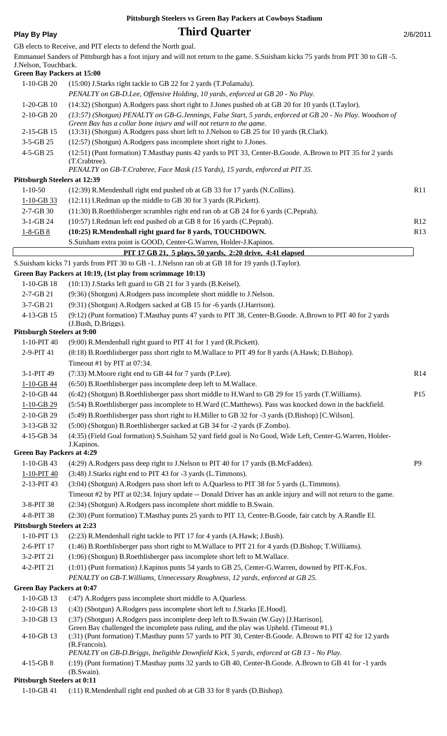**Pittsburgh Steelers vs Green Bay Packers at Cowboys Stadium**

# Play By Play — Third Quarter — 2/6/2011

GB elects to Receive, and PIT elects to defend the North goal.

Emmanuel Sanders of Pittsburgh has a foot injury and will not return to the game. S.Suisham kicks 75 yards from PIT 30 to GB -5. J.Nelson, Touchback.

**Green Bay Packers at 15:00**

| Down | Play | |
|---|---|---|
| 1-10-GB 20 | (15:00) J.Starks right tackle to GB 22 for 2 yards (T.Polamalu). | |
| | *PENALTY on GB-D.Lee, Offensive Holding, 10 yards, enforced at GB 20 - No Play.* | |
| 1-20-GB 10 | (14:32) (Shotgun) A.Rodgers pass short right to J.Jones pushed ob at GB 20 for 10 yards (I.Taylor). | |
| 2-10-GB 20 | *(13:57) (Shotgun) PENALTY on GB-G.Jennings, False Start, 5 yards, enforced at GB 20 - No Play. Woodson of Green Bay has a collar bone injury and will not return to the game.* | |
| 2-15-GB 15 | (13:31) (Shotgun) A.Rodgers pass short left to J.Nelson to GB 25 for 10 yards (R.Clark). | |
| 3-5-GB 25 | (12:57) (Shotgun) A.Rodgers pass incomplete short right to J.Jones. | |
| 4-5-GB 25 | (12:51) (Punt formation) T.Masthay punts 42 yards to PIT 33, Center-B.Goode. A.Brown to PIT 35 for 2 yards (T.Crabtree). | |
| | *PENALTY on GB-T.Crabtree, Face Mask (15 Yards), 15 yards, enforced at PIT 35.* | |

**Pittsburgh Steelers at 12:39**

| Down | Play | |
|---|---|---|
| 1-10-50 | (12:39) R.Mendenhall right end pushed ob at GB 33 for 17 yards (N.Collins). | R11 |
| 1-10-GB 33 | (12:11) I.Redman up the middle to GB 30 for 3 yards (R.Pickett). | |
| 2-7-GB 30 | (11:30) B.Roethlisberger scrambles right end ran ob at GB 24 for 6 yards (C.Peprah). | |
| 3-1-GB 24 | (10:57) I.Redman left end pushed ob at GB 8 for 16 yards (C.Peprah). | R12 |
| 1-8-GB 8 | **(10:25) R.Mendenhall right guard for 8 yards, TOUCHDOWN.** | R13 |
| | S.Suisham extra point is GOOD, Center-G.Warren, Holder-J.Kapinos. | |

**PIT 17 GB 21, 5 plays, 50 yards, 2:20 drive, 4:41 elapsed**

S.Suisham kicks 71 yards from PIT 30 to GB -1. J.Nelson ran ob at GB 18 for 19 yards (I.Taylor).

**Green Bay Packers at 10:19, (1st play from scrimmage 10:13)**

| Down | Play | |
|---|---|---|
| 1-10-GB 18 | (10:13) J.Starks left guard to GB 21 for 3 yards (B.Keisel). | |
| 2-7-GB 21 | (9:36) (Shotgun) A.Rodgers pass incomplete short middle to J.Nelson. | |
| 3-7-GB 21 | (9:31) (Shotgun) A.Rodgers sacked at GB 15 for -6 yards (J.Harrison). | |
| 4-13-GB 15 | (9:12) (Punt formation) T.Masthay punts 47 yards to PIT 38, Center-B.Goode. A.Brown to PIT 40 for 2 yards (J.Bush, D.Briggs). | |

**Pittsburgh Steelers at 9:00**

| Down | Play | |
|---|---|---|
| 1-10-PIT 40 | (9:00) R.Mendenhall right guard to PIT 41 for 1 yard (R.Pickett). | |
| 2-9-PIT 41 | (8:18) B.Roethlisberger pass short right to M.Wallace to PIT 49 for 8 yards (A.Hawk; D.Bishop). | |
| | Timeout #1 by PIT at 07:34. | |
| 3-1-PIT 49 | (7:33) M.Moore right end to GB 44 for 7 yards (P.Lee). | R14 |
| 1-10-GB 44 | (6:50) B.Roethlisberger pass incomplete deep left to M.Wallace. | |
| 2-10-GB 44 | (6:42) (Shotgun) B.Roethlisberger pass short middle to H.Ward to GB 29 for 15 yards (T.Williams). | P15 |
| 1-10-GB 29 | (5:54) B.Roethlisberger pass incomplete to H.Ward (C.Matthews). Pass was knocked down in the backfield. | |
| 2-10-GB 29 | (5:49) B.Roethlisberger pass short right to H.Miller to GB 32 for -3 yards (D.Bishop) [C.Wilson]. | |
| 3-13-GB 32 | (5:00) (Shotgun) B.Roethlisberger sacked at GB 34 for -2 yards (F.Zombo). | |
| 4-15-GB 34 | (4:35) (Field Goal formation) S.Suisham 52 yard field goal is No Good, Wide Left, Center-G.Warren, Holder-J.Kapinos. | |

**Green Bay Packers at 4:29**

| Down | Play | |
|---|---|---|
| 1-10-GB 43 | (4:29) A.Rodgers pass deep right to J.Nelson to PIT 40 for 17 yards (B.McFadden). | P9 |
| 1-10-PIT 40 | (3:48) J.Starks right end to PIT 43 for -3 yards (L.Timmons). | |
| 2-13-PIT 43 | (3:04) (Shotgun) A.Rodgers pass short left to A.Quarless to PIT 38 for 5 yards (L.Timmons). | |
| | Timeout #2 by PIT at 02:34. Injury update -- Donald Driver has an ankle injury and will not return to the game. | |
| 3-8-PIT 38 | (2:34) (Shotgun) A.Rodgers pass incomplete short middle to B.Swain. | |
| 4-8-PIT 38 | (2:30) (Punt formation) T.Masthay punts 25 yards to PIT 13, Center-B.Goode, fair catch by A.Randle El. | |

**Pittsburgh Steelers at 2:23**

| Down | Play | |
|---|---|---|
| 1-10-PIT 13 | (2:23) R.Mendenhall right tackle to PIT 17 for 4 yards (A.Hawk; J.Bush). | |
| 2-6-PIT 17 | (1:46) B.Roethlisberger pass short right to M.Wallace to PIT 21 for 4 yards (D.Bishop; T.Williams). | |
| 3-2-PIT 21 | (1:06) (Shotgun) B.Roethlisberger pass incomplete short left to M.Wallace. | |
| 4-2-PIT 21 | (1:01) (Punt formation) J.Kapinos punts 54 yards to GB 25, Center-G.Warren, downed by PIT-K.Fox. | |
| | *PENALTY on GB-T.Williams, Unnecessary Roughness, 12 yards, enforced at GB 25.* | |

**Green Bay Packers at 0:47**

| Down | Play | |
|---|---|---|
| 1-10-GB 13 | (:47) A.Rodgers pass incomplete short middle to A.Quarless. | |
| 2-10-GB 13 | (:43) (Shotgun) A.Rodgers pass incomplete short left to J.Starks [E.Hood]. | |
| 3-10-GB 13 | (:37) (Shotgun) A.Rodgers pass incomplete deep left to B.Swain (W.Gay) [J.Harrison]. Green Bay challenged the incomplete pass ruling, and the play was Upheld. (Timeout #1.) | |
| 4-10-GB 13 | (:31) (Punt formation) T.Masthay punts 57 yards to PIT 30, Center-B.Goode. A.Brown to PIT 42 for 12 yards (R.Francois). | |
| | *PENALTY on GB-D.Briggs, Ineligible Downfield Kick, 5 yards, enforced at GB 13 - No Play.* | |
| 4-15-GB 8 | (:19) (Punt formation) T.Masthay punts 32 yards to GB 40, Center-B.Goode. A.Brown to GB 41 for -1 yards (B.Swain). | |

**Pittsburgh Steelers at 0:11**

| Down | Play | |
|---|---|---|
| 1-10-GB 41 | (:11) R.Mendenhall right end pushed ob at GB 33 for 8 yards (D.Bishop). | |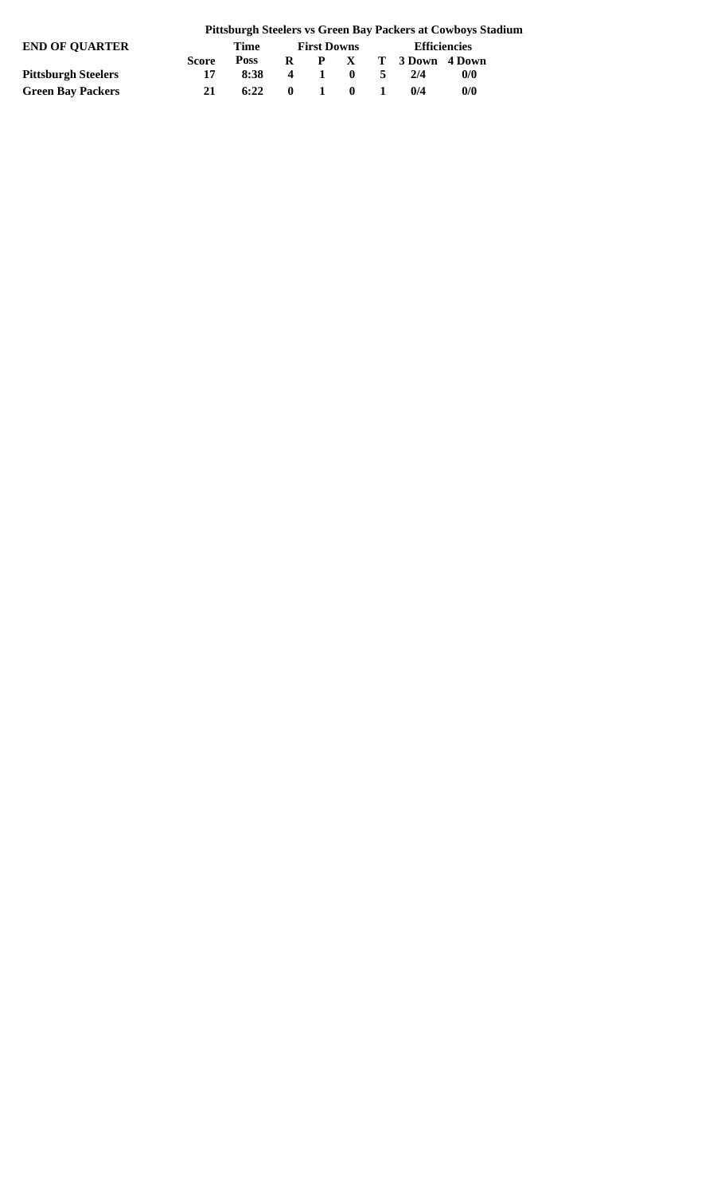**Pittsburgh Steelers vs Green Bay Packers at Cowboys Stadium**

| END OF QUARTER | | Time | First Downs | | | | Efficiencies | |
|---|---|---|---|---|---|---|---|---|
| | Score | Poss | R | P | X | T | 3 Down | 4 Down |
| Pittsburgh Steelers | 17 | 8:38 | 4 | 1 | 0 | 5 | 2/4 | 0/0 |
| Green Bay Packers | 21 | 6:22 | 0 | 1 | 0 | 1 | 0/4 | 0/0 |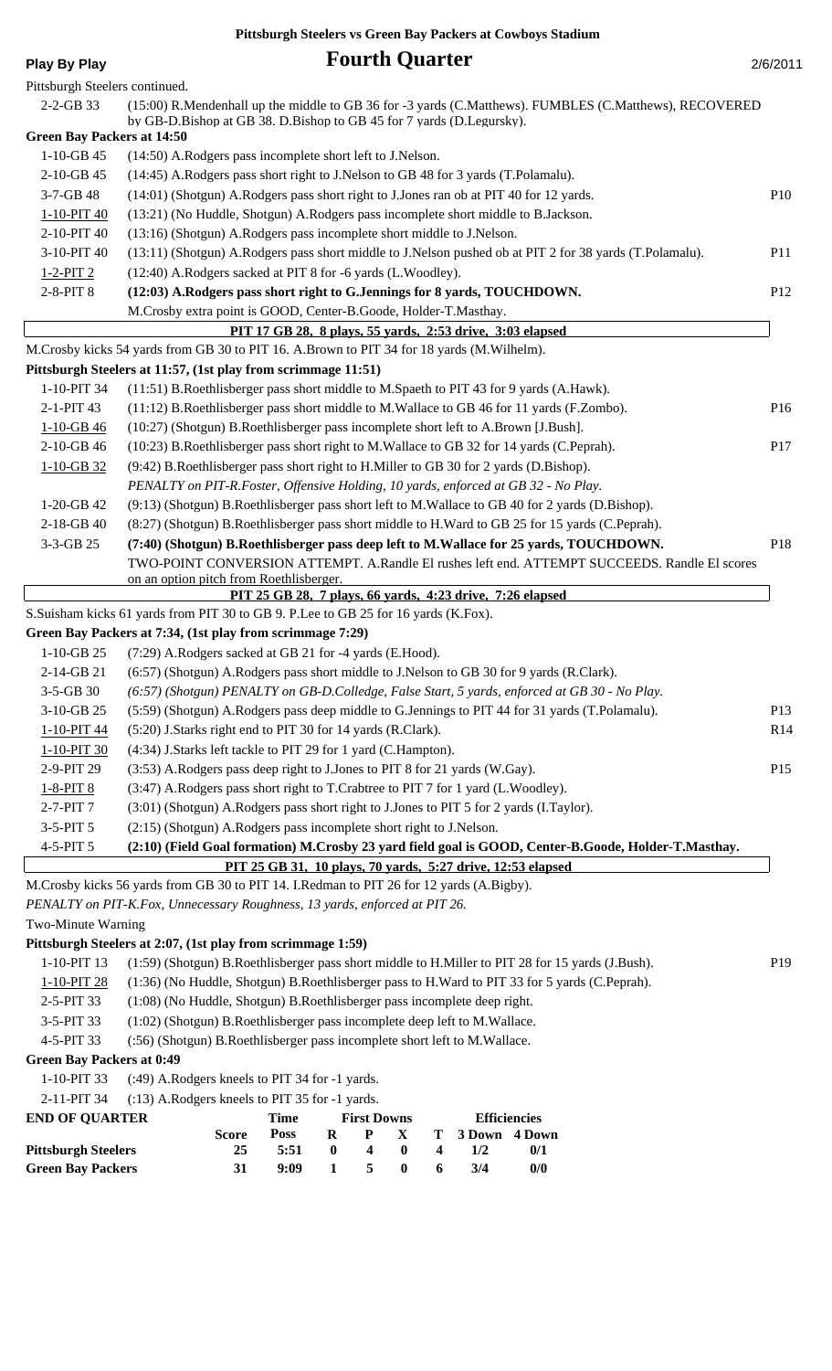**Pittsburgh Steelers vs Green Bay Packers at Cowboys Stadium**

**Play By Play** | **Fourth Quarter** | 2/6/2011

Pittsburgh Steelers continued.

| Down | Play | |
|---|---|---|
| 2-2-GB 33 | (15:00) R.Mendenhall up the middle to GB 36 for -3 yards (C.Matthews). FUMBLES (C.Matthews), RECOVERED by GB-D.Bishop at GB 38. D.Bishop to GB 45 for 7 yards (D.Legursky). | |

**Green Bay Packers at 14:50**

| Down | Play | |
|---|---|---|
| 1-10-GB 45 | (14:50) A.Rodgers pass incomplete short left to J.Nelson. | |
| 2-10-GB 45 | (14:45) A.Rodgers pass short right to J.Nelson to GB 48 for 3 yards (T.Polamalu). | |
| 3-7-GB 48 | (14:01) (Shotgun) A.Rodgers pass short right to J.Jones ran ob at PIT 40 for 12 yards. | P10 |
| 1-10-PIT 40 | (13:21) (No Huddle, Shotgun) A.Rodgers pass incomplete short middle to B.Jackson. | |
| 2-10-PIT 40 | (13:16) (Shotgun) A.Rodgers pass incomplete short middle to J.Nelson. | |
| 3-10-PIT 40 | (13:11) (Shotgun) A.Rodgers pass short middle to J.Nelson pushed ob at PIT 2 for 38 yards (T.Polamalu). | P11 |
| 1-2-PIT 2 | (12:40) A.Rodgers sacked at PIT 8 for -6 yards (L.Woodley). | |
| 2-8-PIT 8 | **(12:03) A.Rodgers pass short right to G.Jennings for 8 yards, TOUCHDOWN.** | P12 |
| | M.Crosby extra point is GOOD, Center-B.Goode, Holder-T.Masthay. | |

**PIT 17 GB 28, 8 plays, 55 yards, 2:53 drive, 3:03 elapsed**

M.Crosby kicks 54 yards from GB 30 to PIT 16. A.Brown to PIT 34 for 18 yards (M.Wilhelm).

**Pittsburgh Steelers at 11:57, (1st play from scrimmage 11:51)**

| Down | Play | |
|---|---|---|
| 1-10-PIT 34 | (11:51) B.Roethlisberger pass short middle to M.Spaeth to PIT 43 for 9 yards (A.Hawk). | |
| 2-1-PIT 43 | (11:12) B.Roethlisberger pass short middle to M.Wallace to GB 46 for 11 yards (F.Zombo). | P16 |
| 1-10-GB 46 | (10:27) (Shotgun) B.Roethlisberger pass incomplete short left to A.Brown [J.Bush]. | |
| 2-10-GB 46 | (10:23) B.Roethlisberger pass short right to M.Wallace to GB 32 for 14 yards (C.Peprah). | P17 |
| 1-10-GB 32 | (9:42) B.Roethlisberger pass short right to H.Miller to GB 30 for 2 yards (D.Bishop). | |
| | *PENALTY on PIT-R.Foster, Offensive Holding, 10 yards, enforced at GB 32 - No Play.* | |
| 1-20-GB 42 | (9:13) (Shotgun) B.Roethlisberger pass short left to M.Wallace to GB 40 for 2 yards (D.Bishop). | |
| 2-18-GB 40 | (8:27) (Shotgun) B.Roethlisberger pass short middle to H.Ward to GB 25 for 15 yards (C.Peprah). | |
| 3-3-GB 25 | **(7:40) (Shotgun) B.Roethlisberger pass deep left to M.Wallace for 25 yards, TOUCHDOWN.** | P18 |
| | TWO-POINT CONVERSION ATTEMPT. A.Randle El rushes left end. ATTEMPT SUCCEEDS. Randle El scores on an option pitch from Roethlisberger. | |

**PIT 25 GB 28, 7 plays, 66 yards, 4:23 drive, 7:26 elapsed**

S.Suisham kicks 61 yards from PIT 30 to GB 9. P.Lee to GB 25 for 16 yards (K.Fox).

**Green Bay Packers at 7:34, (1st play from scrimmage 7:29)**

| Down | Play | |
|---|---|---|
| 1-10-GB 25 | (7:29) A.Rodgers sacked at GB 21 for -4 yards (E.Hood). | |
| 2-14-GB 21 | (6:57) (Shotgun) A.Rodgers pass short middle to J.Nelson to GB 30 for 9 yards (R.Clark). | |
| 3-5-GB 30 | *(6:57) (Shotgun) PENALTY on GB-D.Colledge, False Start, 5 yards, enforced at GB 30 - No Play.* | |
| 3-10-GB 25 | (5:59) (Shotgun) A.Rodgers pass deep middle to G.Jennings to PIT 44 for 31 yards (T.Polamalu). | P13 |
| 1-10-PIT 44 | (5:20) J.Starks right end to PIT 30 for 14 yards (R.Clark). | R14 |
| 1-10-PIT 30 | (4:34) J.Starks left tackle to PIT 29 for 1 yard (C.Hampton). | |
| 2-9-PIT 29 | (3:53) A.Rodgers pass deep right to J.Jones to PIT 8 for 21 yards (W.Gay). | P15 |
| 1-8-PIT 8 | (3:47) A.Rodgers pass short right to T.Crabtree to PIT 7 for 1 yard (L.Woodley). | |
| 2-7-PIT 7 | (3:01) (Shotgun) A.Rodgers pass short right to J.Jones to PIT 5 for 2 yards (I.Taylor). | |
| 3-5-PIT 5 | (2:15) (Shotgun) A.Rodgers pass incomplete short right to J.Nelson. | |
| 4-5-PIT 5 | **(2:10) (Field Goal formation) M.Crosby 23 yard field goal is GOOD, Center-B.Goode, Holder-T.Masthay.** | |

**PIT 25 GB 31, 10 plays, 70 yards, 5:27 drive, 12:53 elapsed**

M.Crosby kicks 56 yards from GB 30 to PIT 14. I.Redman to PIT 26 for 12 yards (A.Bigby).

*PENALTY on PIT-K.Fox, Unnecessary Roughness, 13 yards, enforced at PIT 26.*

Two-Minute Warning

**Pittsburgh Steelers at 2:07, (1st play from scrimmage 1:59)**

| Down | Play | |
|---|---|---|
| 1-10-PIT 13 | (1:59) (Shotgun) B.Roethlisberger pass short middle to H.Miller to PIT 28 for 15 yards (J.Bush). | P19 |
| 1-10-PIT 28 | (1:36) (No Huddle, Shotgun) B.Roethlisberger pass to H.Ward to PIT 33 for 5 yards (C.Peprah). | |
| 2-5-PIT 33 | (1:08) (No Huddle, Shotgun) B.Roethlisberger pass incomplete deep right. | |
| 3-5-PIT 33 | (1:02) (Shotgun) B.Roethlisberger pass incomplete deep left to M.Wallace. | |
| 4-5-PIT 33 | (:56) (Shotgun) B.Roethlisberger pass incomplete short left to M.Wallace. | |

**Green Bay Packers at 0:49**

| Down | Play |
|---|---|
| 1-10-PIT 33 | (:49) A.Rodgers kneels to PIT 34 for -1 yards. |
| 2-11-PIT 34 | (:13) A.Rodgers kneels to PIT 35 for -1 yards. |

| END OF QUARTER | Score | Time Poss | First Downs R | P | X | T | Efficiencies 3 Down | 4 Down |
|---|---|---|---|---|---|---|---|---|
| **Pittsburgh Steelers** | 25 | 5:51 | 0 | 4 | 0 | 4 | 1/2 | 0/1 |
| **Green Bay Packers** | 31 | 9:09 | 1 | 5 | 0 | 6 | 3/4 | 0/0 |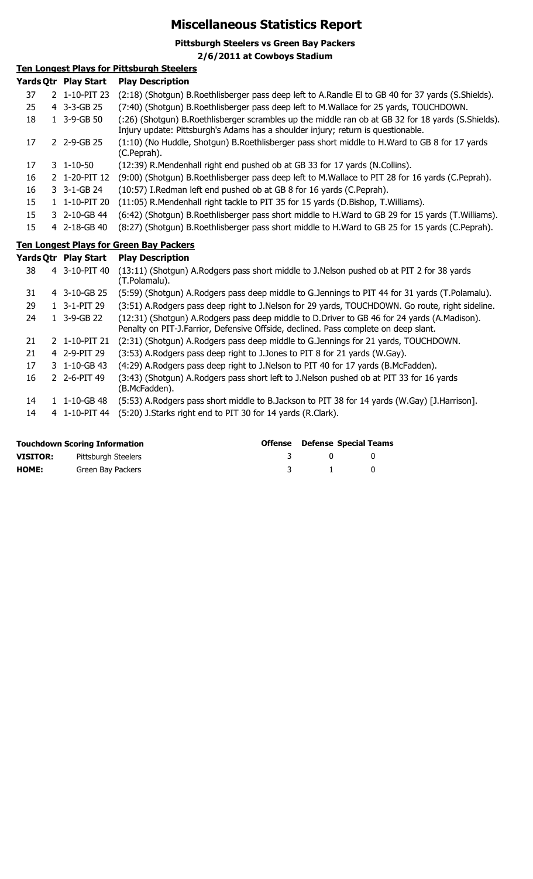# Miscellaneous Statistics Report

**Pittsburgh Steelers vs Green Bay Packers**

**2/6/2011 at Cowboys Stadium**

## Ten Longest Plays for Pittsburgh Steelers

| Yards | Qtr | Play Start | Play Description |
|---|---|---|---|
| 37 | 2 | 1-10-PIT 23 | (2:18) (Shotgun) B.Roethlisberger pass deep left to A.Randle El to GB 40 for 37 yards (S.Shields). |
| 25 | 4 | 3-3-GB 25 | (7:40) (Shotgun) B.Roethlisberger pass deep left to M.Wallace for 25 yards, TOUCHDOWN. |
| 18 | 1 | 3-9-GB 50 | (:26) (Shotgun) B.Roethlisberger scrambles up the middle ran ob at GB 32 for 18 yards (S.Shields). Injury update: Pittsburgh's Adams has a shoulder injury; return is questionable. |
| 17 | 2 | 2-9-GB 25 | (1:10) (No Huddle, Shotgun) B.Roethlisberger pass short middle to H.Ward to GB 8 for 17 yards (C.Peprah). |
| 17 | 3 | 1-10-50 | (12:39) R.Mendenhall right end pushed ob at GB 33 for 17 yards (N.Collins). |
| 16 | 2 | 1-20-PIT 12 | (9:00) (Shotgun) B.Roethlisberger pass deep left to M.Wallace to PIT 28 for 16 yards (C.Peprah). |
| 16 | 3 | 3-1-GB 24 | (10:57) I.Redman left end pushed ob at GB 8 for 16 yards (C.Peprah). |
| 15 | 1 | 1-10-PIT 20 | (11:05) R.Mendenhall right tackle to PIT 35 for 15 yards (D.Bishop, T.Williams). |
| 15 | 3 | 2-10-GB 44 | (6:42) (Shotgun) B.Roethlisberger pass short middle to H.Ward to GB 29 for 15 yards (T.Williams). |
| 15 | 4 | 2-18-GB 40 | (8:27) (Shotgun) B.Roethlisberger pass short middle to H.Ward to GB 25 for 15 yards (C.Peprah). |

## Ten Longest Plays for Green Bay Packers

| Yards | Qtr | Play Start | Play Description |
|---|---|---|---|
| 38 | 4 | 3-10-PIT 40 | (13:11) (Shotgun) A.Rodgers pass short middle to J.Nelson pushed ob at PIT 2 for 38 yards (T.Polamalu). |
| 31 | 4 | 3-10-GB 25 | (5:59) (Shotgun) A.Rodgers pass deep middle to G.Jennings to PIT 44 for 31 yards (T.Polamalu). |
| 29 | 1 | 3-1-PIT 29 | (3:51) A.Rodgers pass deep right to J.Nelson for 29 yards, TOUCHDOWN. Go route, right sideline. |
| 24 | 1 | 3-9-GB 22 | (12:31) (Shotgun) A.Rodgers pass deep middle to D.Driver to GB 46 for 24 yards (A.Madison). Penalty on PIT-J.Farrior, Defensive Offside, declined. Pass complete on deep slant. |
| 21 | 2 | 1-10-PIT 21 | (2:31) (Shotgun) A.Rodgers pass deep middle to G.Jennings for 21 yards, TOUCHDOWN. |
| 21 | 4 | 2-9-PIT 29 | (3:53) A.Rodgers pass deep right to J.Jones to PIT 8 for 21 yards (W.Gay). |
| 17 | 3 | 1-10-GB 43 | (4:29) A.Rodgers pass deep right to J.Nelson to PIT 40 for 17 yards (B.McFadden). |
| 16 | 2 | 2-6-PIT 49 | (3:43) (Shotgun) A.Rodgers pass short left to J.Nelson pushed ob at PIT 33 for 16 yards (B.McFadden). |
| 14 | 1 | 1-10-GB 48 | (5:53) A.Rodgers pass short middle to B.Jackson to PIT 38 for 14 yards (W.Gay) [J.Harrison]. |
| 14 | 4 | 1-10-PIT 44 | (5:20) J.Starks right end to PIT 30 for 14 yards (R.Clark). |

| Touchdown Scoring Information | | Offense | Defense | Special Teams |
|---|---|---|---|---|
| **VISITOR:** | Pittsburgh Steelers | 3 | 0 | 0 |
| **HOME:** | Green Bay Packers | 3 | 1 | 0 |